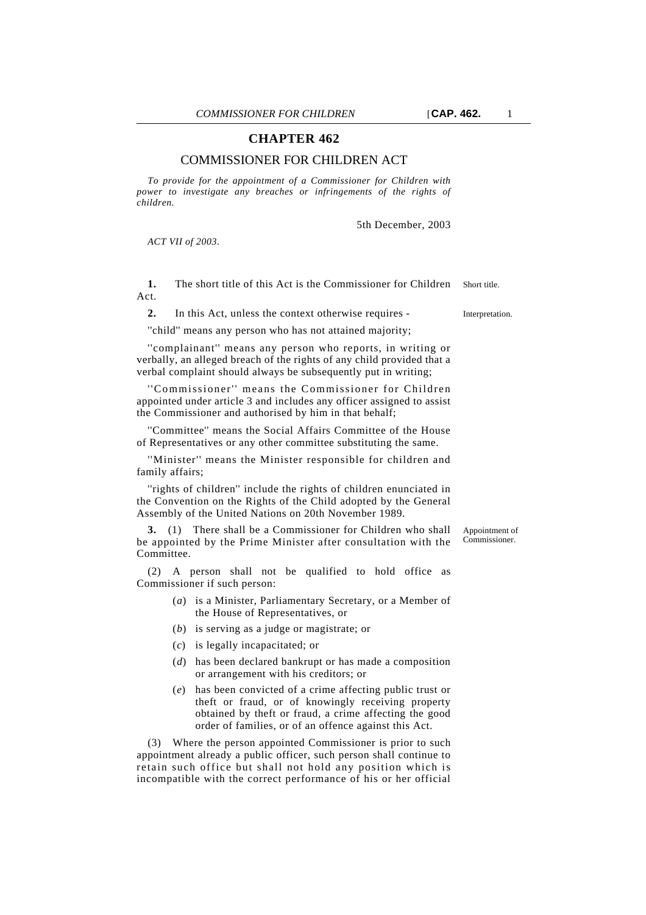# CHAPTER 462

## COMMISSIONER FOR CHILDREN ACT

*To provide for the appointment of a Commissioner for Children with power to investigate any breaches or infringements of the rights of children.*

5th December, 2003

*ACT VII of 2003.*

**1.** The short title of this Act is the Commissioner for Children Act.

Short title.

**2.** In this Act, unless the context otherwise requires -

Interpretation.

''child'' means any person who has not attained majority;

''complainant'' means any person who reports, in writing or verbally, an alleged breach of the rights of any child provided that a verbal complaint should always be subsequently put in writing;

''Commissioner'' means the Commissioner for Children appointed under article 3 and includes any officer assigned to assist the Commissioner and authorised by him in that behalf;

''Committee'' means the Social Affairs Committee of the House of Representatives or any other committee substituting the same.

''Minister'' means the Minister responsible for children and family affairs;

''rights of children'' include the rights of children enunciated in the Convention on the Rights of the Child adopted by the General Assembly of the United Nations on 20th November 1989.

**3.** (1) There shall be a Commissioner for Children who shall be appointed by the Prime Minister after consultation with the Committee.

Appointment of Commissioner.

(2) A person shall not be qualified to hold office as Commissioner if such person:

(*a*) is a Minister, Parliamentary Secretary, or a Member of the House of Representatives, or

(*b*) is serving as a judge or magistrate; or

(*c*) is legally incapacitated; or

(*d*) has been declared bankrupt or has made a composition or arrangement with his creditors; or

(*e*) has been convicted of a crime affecting public trust or theft or fraud, or of knowingly receiving property obtained by theft or fraud, a crime affecting the good order of families, or of an offence against this Act.

(3) Where the person appointed Commissioner is prior to such appointment already a public officer, such person shall continue to retain such office but shall not hold any position which is incompatible with the correct performance of his or her official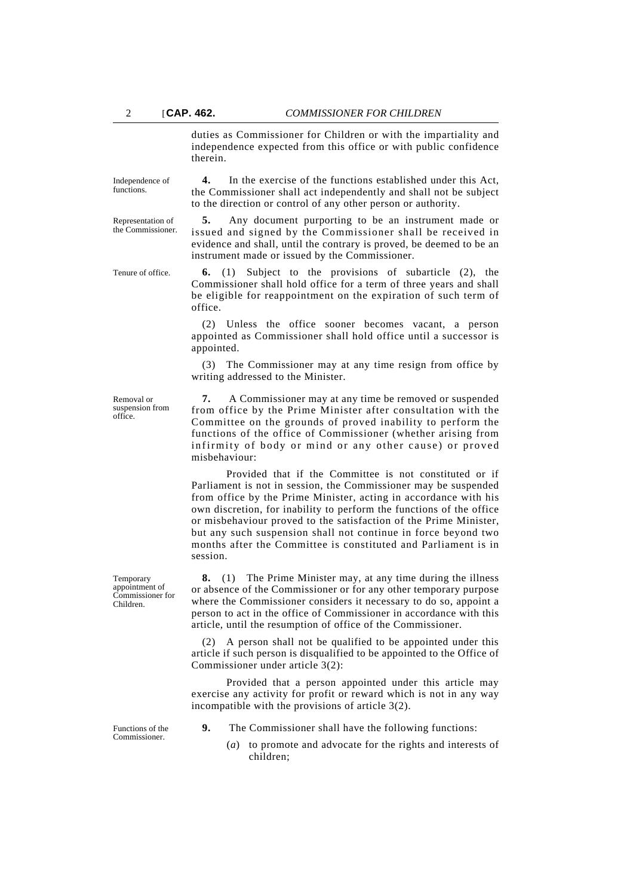duties as Commissioner for Children or with the impartiality and independence expected from this office or with public confidence therein.

Independence of functions.

**4.** In the exercise of the functions established under this Act, the Commissioner shall act independently and shall not be subject to the direction or control of any other person or authority.

Representation of the Commissioner.

**5.** Any document purporting to be an instrument made or issued and signed by the Commissioner shall be received in evidence and shall, until the contrary is proved, be deemed to be an instrument made or issued by the Commissioner.

Tenure of office.

**6.** (1) Subject to the provisions of subarticle (2), the Commissioner shall hold office for a term of three years and shall be eligible for reappointment on the expiration of such term of office.

(2) Unless the office sooner becomes vacant, a person appointed as Commissioner shall hold office until a successor is appointed.

(3) The Commissioner may at any time resign from office by writing addressed to the Minister.

Removal or suspension from office.

**7.** A Commissioner may at any time be removed or suspended from office by the Prime Minister after consultation with the Committee on the grounds of proved inability to perform the functions of the office of Commissioner (whether arising from infirmity of body or mind or any other cause) or proved misbehaviour:

Provided that if the Committee is not constituted or if Parliament is not in session, the Commissioner may be suspended from office by the Prime Minister, acting in accordance with his own discretion, for inability to perform the functions of the office or misbehaviour proved to the satisfaction of the Prime Minister, but any such suspension shall not continue in force beyond two months after the Committee is constituted and Parliament is in session.

Temporary appointment of Commissioner for Children.

**8.** (1) The Prime Minister may, at any time during the illness or absence of the Commissioner or for any other temporary purpose where the Commissioner considers it necessary to do so, appoint a person to act in the office of Commissioner in accordance with this article, until the resumption of office of the Commissioner.

(2) A person shall not be qualified to be appointed under this article if such person is disqualified to be appointed to the Office of Commissioner under article 3(2):

Provided that a person appointed under this article may exercise any activity for profit or reward which is not in any way incompatible with the provisions of article 3(2).

Functions of the Commissioner.

**9.** The Commissioner shall have the following functions:

(*a*) to promote and advocate for the rights and interests of children;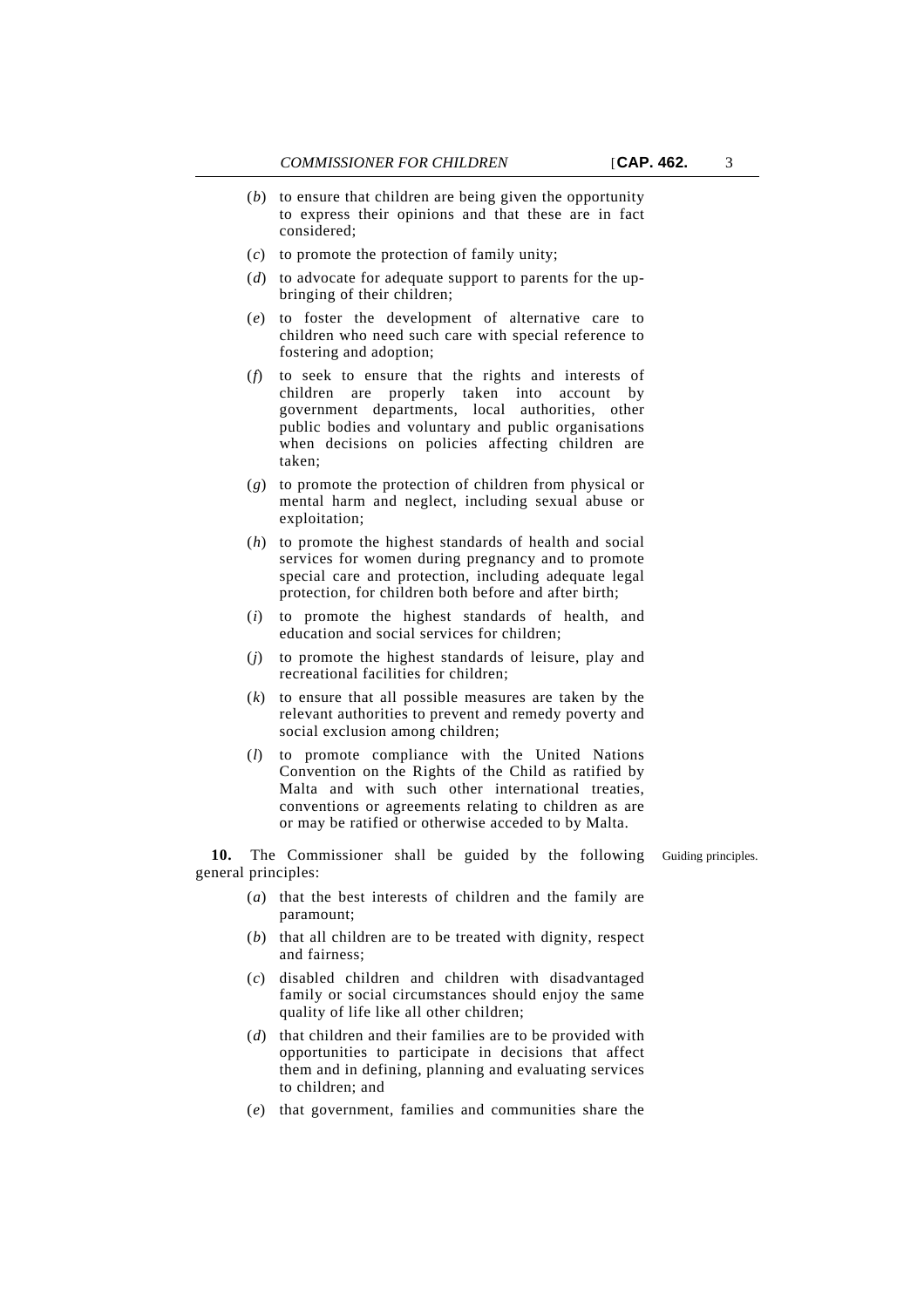(*b*) to ensure that children are being given the opportunity to express their opinions and that these are in fact considered;

(*c*) to promote the protection of family unity;

(*d*) to advocate for adequate support to parents for the up-bringing of their children;

(*e*) to foster the development of alternative care to children who need such care with special reference to fostering and adoption;

(*f*) to seek to ensure that the rights and interests of children are properly taken into account by government departments, local authorities, other public bodies and voluntary and public organisations when decisions on policies affecting children are taken;

(*g*) to promote the protection of children from physical or mental harm and neglect, including sexual abuse or exploitation;

(*h*) to promote the highest standards of health and social services for women during pregnancy and to promote special care and protection, including adequate legal protection, for children both before and after birth;

(*i*) to promote the highest standards of health, and education and social services for children;

(*j*) to promote the highest standards of leisure, play and recreational facilities for children;

(*k*) to ensure that all possible measures are taken by the relevant authorities to prevent and remedy poverty and social exclusion among children;

(*l*) to promote compliance with the United Nations Convention on the Rights of the Child as ratified by Malta and with such other international treaties, conventions or agreements relating to children as are or may be ratified or otherwise acceded to by Malta.

Guiding principles.

**10.** The Commissioner shall be guided by the following general principles:

(*a*) that the best interests of children and the family are paramount;

(*b*) that all children are to be treated with dignity, respect and fairness;

(*c*) disabled children and children with disadvantaged family or social circumstances should enjoy the same quality of life like all other children;

(*d*) that children and their families are to be provided with opportunities to participate in decisions that affect them and in defining, planning and evaluating services to children; and

(*e*) that government, families and communities share the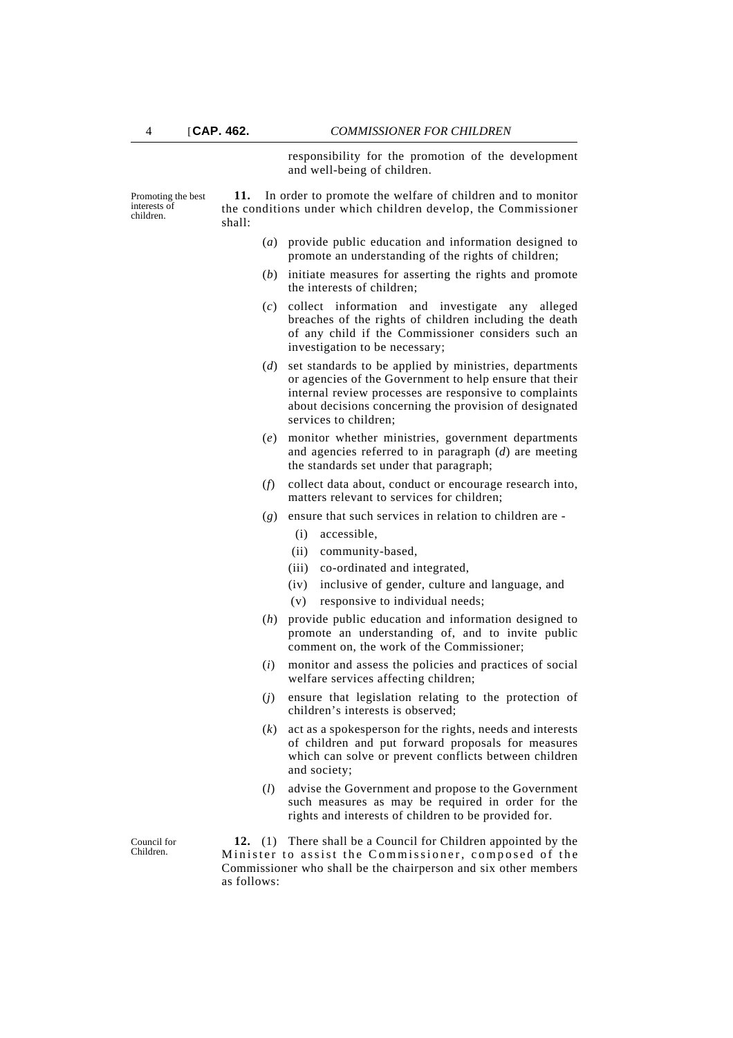responsibility for the promotion of the development and well-being of children.

Promoting the best interests of children.

**11.** In order to promote the welfare of children and to monitor the conditions under which children develop, the Commissioner shall:

(*a*) provide public education and information designed to promote an understanding of the rights of children;

(*b*) initiate measures for asserting the rights and promote the interests of children;

(*c*) collect information and investigate any alleged breaches of the rights of children including the death of any child if the Commissioner considers such an investigation to be necessary;

(*d*) set standards to be applied by ministries, departments or agencies of the Government to help ensure that their internal review processes are responsive to complaints about decisions concerning the provision of designated services to children;

(*e*) monitor whether ministries, government departments and agencies referred to in paragraph (*d*) are meeting the standards set under that paragraph;

(*f*) collect data about, conduct or encourage research into, matters relevant to services for children;

(*g*) ensure that such services in relation to children are -

(i) accessible,

(ii) community-based,

(iii) co-ordinated and integrated,

(iv) inclusive of gender, culture and language, and

(v) responsive to individual needs;

(*h*) provide public education and information designed to promote an understanding of, and to invite public comment on, the work of the Commissioner;

(*i*) monitor and assess the policies and practices of social welfare services affecting children;

(*j*) ensure that legislation relating to the protection of children's interests is observed;

(*k*) act as a spokesperson for the rights, needs and interests of children and put forward proposals for measures which can solve or prevent conflicts between children and society;

(*l*) advise the Government and propose to the Government such measures as may be required in order for the rights and interests of children to be provided for.

Council for Children.

**12.** (1) There shall be a Council for Children appointed by the Minister to assist the Commissioner, composed of the Commissioner who shall be the chairperson and six other members as follows: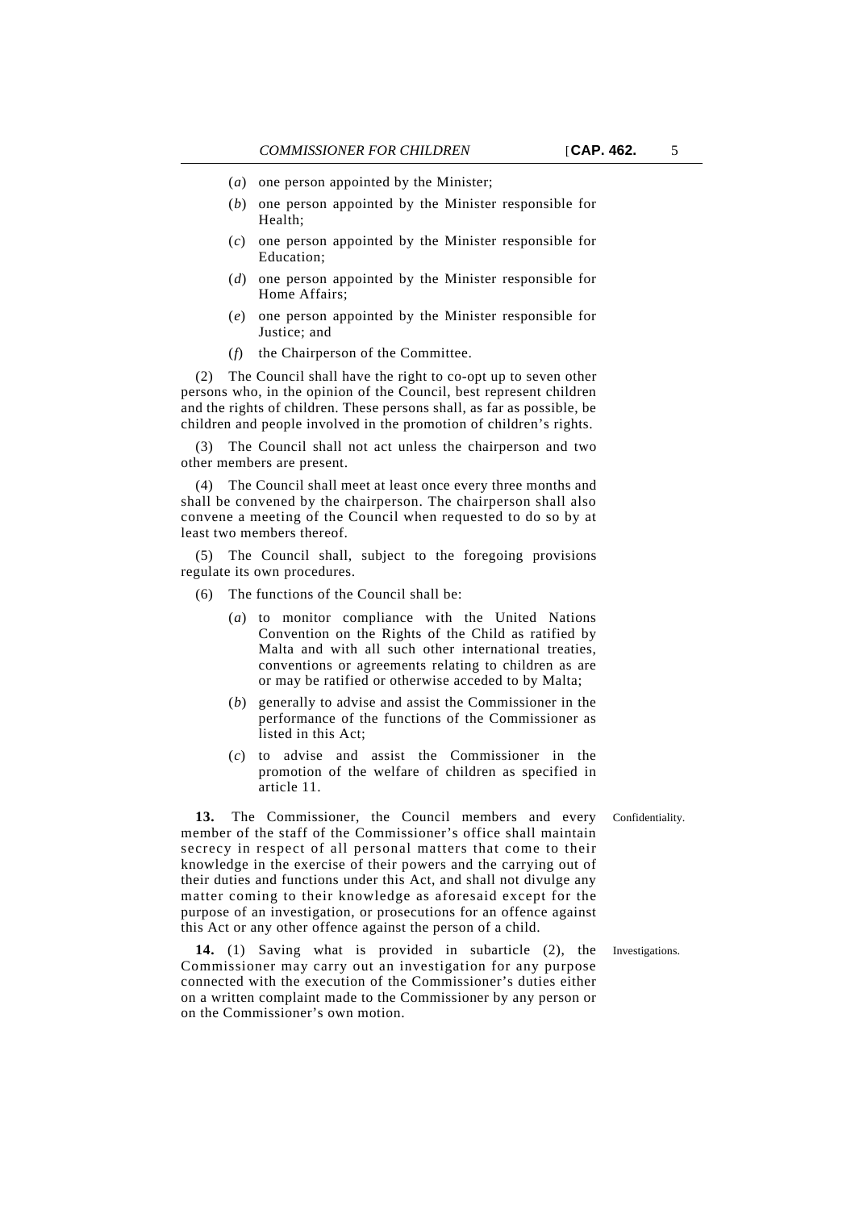(*a*) one person appointed by the Minister;

(*b*) one person appointed by the Minister responsible for Health;

(*c*) one person appointed by the Minister responsible for Education;

(*d*) one person appointed by the Minister responsible for Home Affairs;

(*e*) one person appointed by the Minister responsible for Justice; and

(*f*) the Chairperson of the Committee.

(2) The Council shall have the right to co-opt up to seven other persons who, in the opinion of the Council, best represent children and the rights of children. These persons shall, as far as possible, be children and people involved in the promotion of children's rights.

(3) The Council shall not act unless the chairperson and two other members are present.

(4) The Council shall meet at least once every three months and shall be convened by the chairperson. The chairperson shall also convene a meeting of the Council when requested to do so by at least two members thereof.

(5) The Council shall, subject to the foregoing provisions regulate its own procedures.

(6) The functions of the Council shall be:

(*a*) to monitor compliance with the United Nations Convention on the Rights of the Child as ratified by Malta and with all such other international treaties, conventions or agreements relating to children as are or may be ratified or otherwise acceded to by Malta;

(*b*) generally to advise and assist the Commissioner in the performance of the functions of the Commissioner as listed in this Act;

(*c*) to advise and assist the Commissioner in the promotion of the welfare of children as specified in article 11.

Confidentiality.

**13.** The Commissioner, the Council members and every member of the staff of the Commissioner's office shall maintain secrecy in respect of all personal matters that come to their knowledge in the exercise of their powers and the carrying out of their duties and functions under this Act, and shall not divulge any matter coming to their knowledge as aforesaid except for the purpose of an investigation, or prosecutions for an offence against this Act or any other offence against the person of a child.

Investigations.

**14.** (1) Saving what is provided in subarticle (2), the Commissioner may carry out an investigation for any purpose connected with the execution of the Commissioner's duties either on a written complaint made to the Commissioner by any person or on the Commissioner's own motion.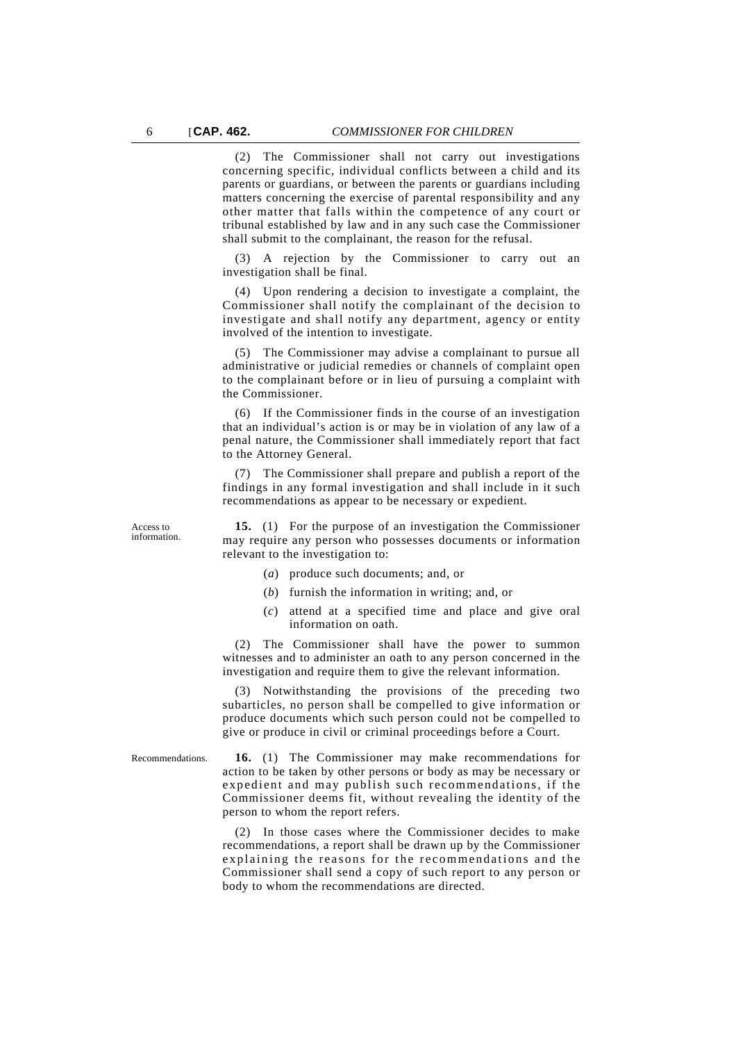(2) The Commissioner shall not carry out investigations concerning specific, individual conflicts between a child and its parents or guardians, or between the parents or guardians including matters concerning the exercise of parental responsibility and any other matter that falls within the competence of any court or tribunal established by law and in any such case the Commissioner shall submit to the complainant, the reason for the refusal.

(3) A rejection by the Commissioner to carry out an investigation shall be final.

(4) Upon rendering a decision to investigate a complaint, the Commissioner shall notify the complainant of the decision to investigate and shall notify any department, agency or entity involved of the intention to investigate.

(5) The Commissioner may advise a complainant to pursue all administrative or judicial remedies or channels of complaint open to the complainant before or in lieu of pursuing a complaint with the Commissioner.

(6) If the Commissioner finds in the course of an investigation that an individual's action is or may be in violation of any law of a penal nature, the Commissioner shall immediately report that fact to the Attorney General.

(7) The Commissioner shall prepare and publish a report of the findings in any formal investigation and shall include in it such recommendations as appear to be necessary or expedient.

*Access to information.*

**15.** (1) For the purpose of an investigation the Commissioner may require any person who possesses documents or information relevant to the investigation to:

(*a*) produce such documents; and, or

(*b*) furnish the information in writing; and, or

(*c*) attend at a specified time and place and give oral information on oath.

(2) The Commissioner shall have the power to summon witnesses and to administer an oath to any person concerned in the investigation and require them to give the relevant information.

(3) Notwithstanding the provisions of the preceding two subarticles, no person shall be compelled to give information or produce documents which such person could not be compelled to give or produce in civil or criminal proceedings before a Court.

*Recommendations.*

**16.** (1) The Commissioner may make recommendations for action to be taken by other persons or body as may be necessary or expedient and may publish such recommendations, if the Commissioner deems fit, without revealing the identity of the person to whom the report refers.

(2) In those cases where the Commissioner decides to make recommendations, a report shall be drawn up by the Commissioner explaining the reasons for the recommendations and the Commissioner shall send a copy of such report to any person or body to whom the recommendations are directed.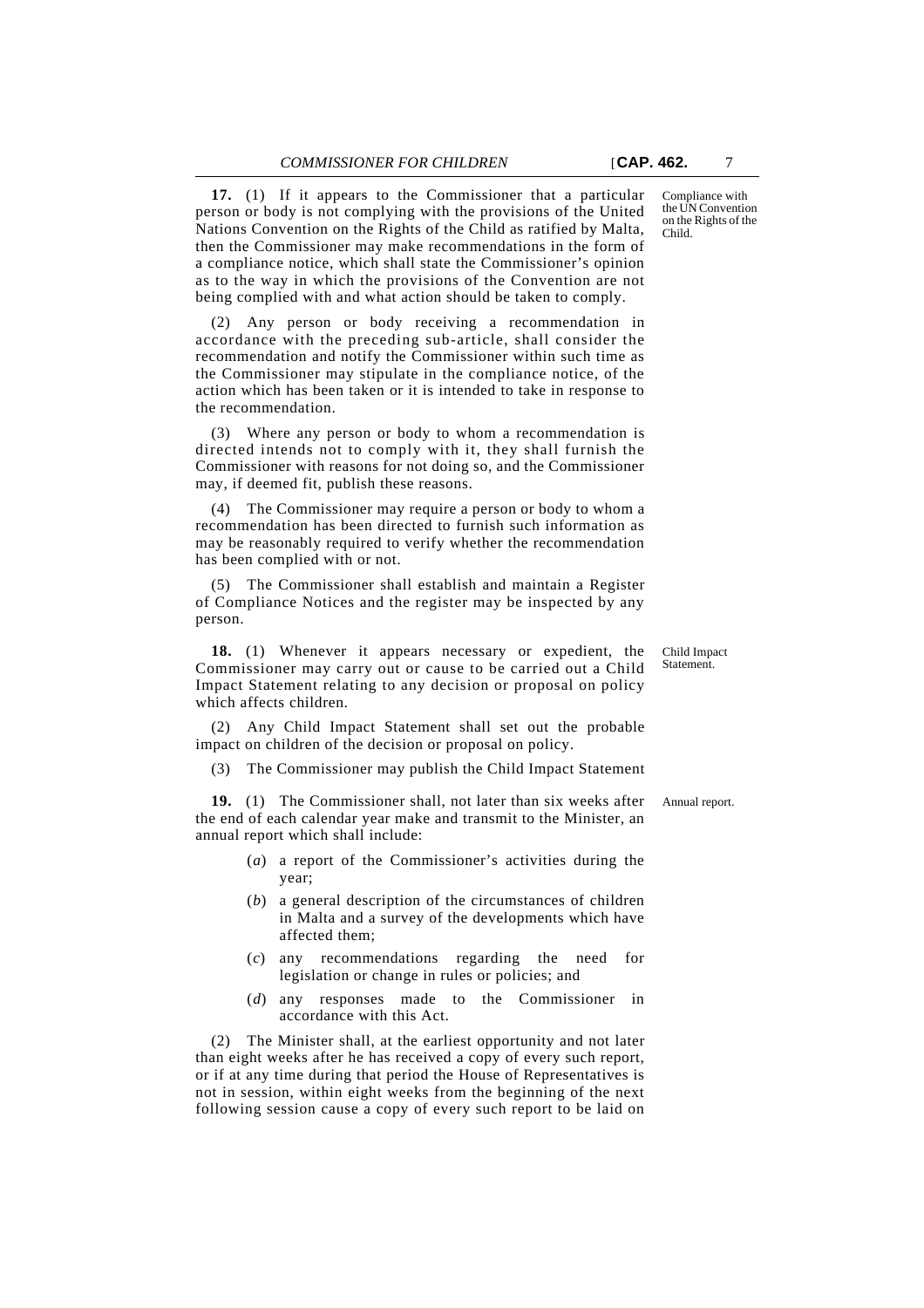**17.** (1) If it appears to the Commissioner that a particular person or body is not complying with the provisions of the United Nations Convention on the Rights of the Child as ratified by Malta, then the Commissioner may make recommendations in the form of a compliance notice, which shall state the Commissioner's opinion as to the way in which the provisions of the Convention are not being complied with and what action should be taken to comply.

*Compliance with the UN Convention on the Rights of the Child.*

(2) Any person or body receiving a recommendation in accordance with the preceding sub-article, shall consider the recommendation and notify the Commissioner within such time as the Commissioner may stipulate in the compliance notice, of the action which has been taken or it is intended to take in response to the recommendation.

(3) Where any person or body to whom a recommendation is directed intends not to comply with it, they shall furnish the Commissioner with reasons for not doing so, and the Commissioner may, if deemed fit, publish these reasons.

(4) The Commissioner may require a person or body to whom a recommendation has been directed to furnish such information as may be reasonably required to verify whether the recommendation has been complied with or not.

(5) The Commissioner shall establish and maintain a Register of Compliance Notices and the register may be inspected by any person.

**18.** (1) Whenever it appears necessary or expedient, the Commissioner may carry out or cause to be carried out a Child Impact Statement relating to any decision or proposal on policy which affects children.

*Child Impact Statement.*

(2) Any Child Impact Statement shall set out the probable impact on children of the decision or proposal on policy.

(3) The Commissioner may publish the Child Impact Statement

**19.** (1) The Commissioner shall, not later than six weeks after the end of each calendar year make and transmit to the Minister, an annual report which shall include:

*Annual report.*

(*a*) a report of the Commissioner's activities during the year;

(*b*) a general description of the circumstances of children in Malta and a survey of the developments which have affected them;

(*c*) any recommendations regarding the need for legislation or change in rules or policies; and

(*d*) any responses made to the Commissioner in accordance with this Act.

(2) The Minister shall, at the earliest opportunity and not later than eight weeks after he has received a copy of every such report, or if at any time during that period the House of Representatives is not in session, within eight weeks from the beginning of the next following session cause a copy of every such report to be laid on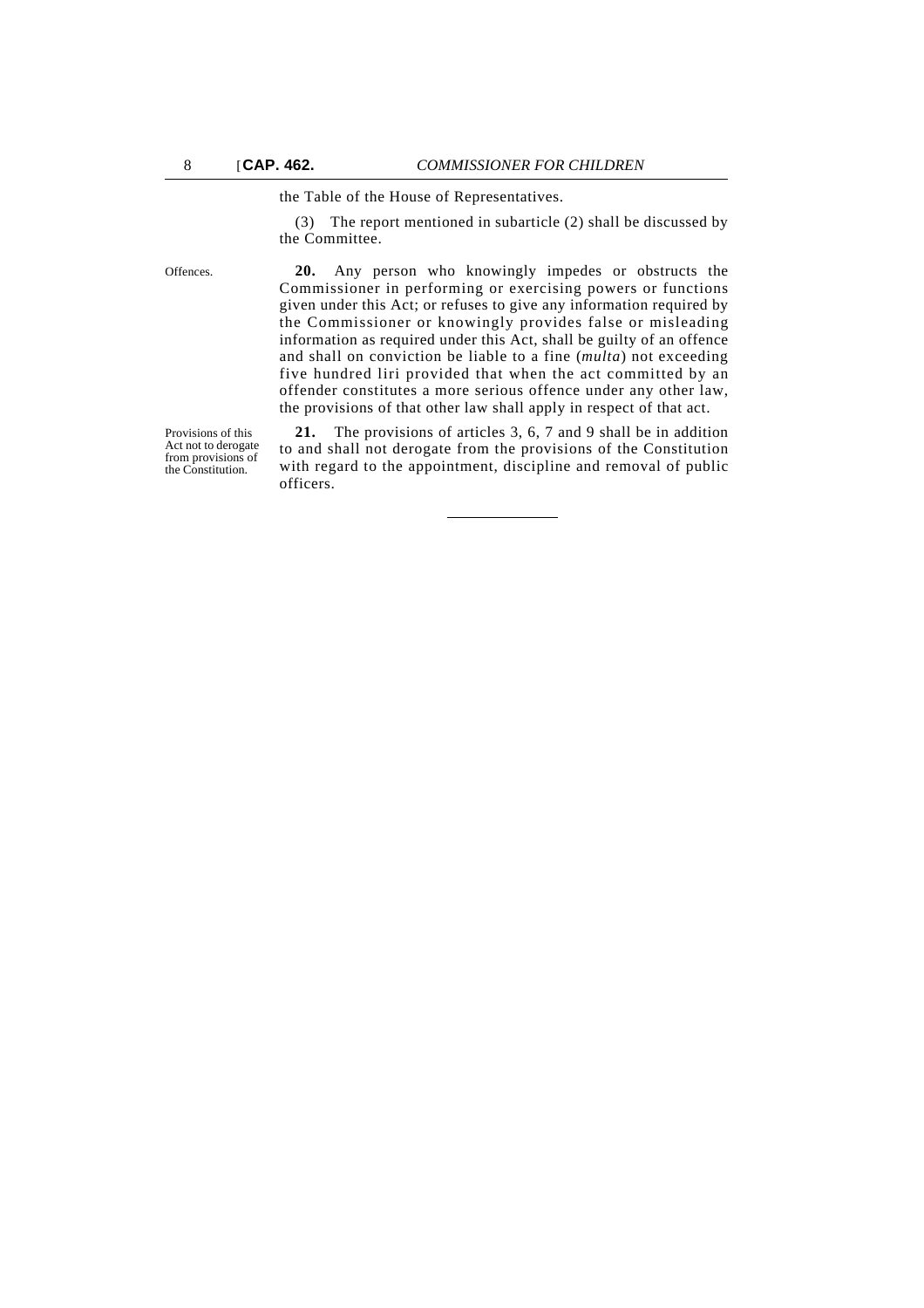the Table of the House of Representatives.

(3) The report mentioned in subarticle (2) shall be discussed by the Committee.

Offences.

**20.** Any person who knowingly impedes or obstructs the Commissioner in performing or exercising powers or functions given under this Act; or refuses to give any information required by the Commissioner or knowingly provides false or misleading information as required under this Act, shall be guilty of an offence and shall on conviction be liable to a fine (*multa*) not exceeding five hundred liri provided that when the act committed by an offender constitutes a more serious offence under any other law, the provisions of that other law shall apply in respect of that act.

Provisions of this Act not to derogate from provisions of the Constitution.

**21.** The provisions of articles 3, 6, 7 and 9 shall be in addition to and shall not derogate from the provisions of the Constitution with regard to the appointment, discipline and removal of public officers.